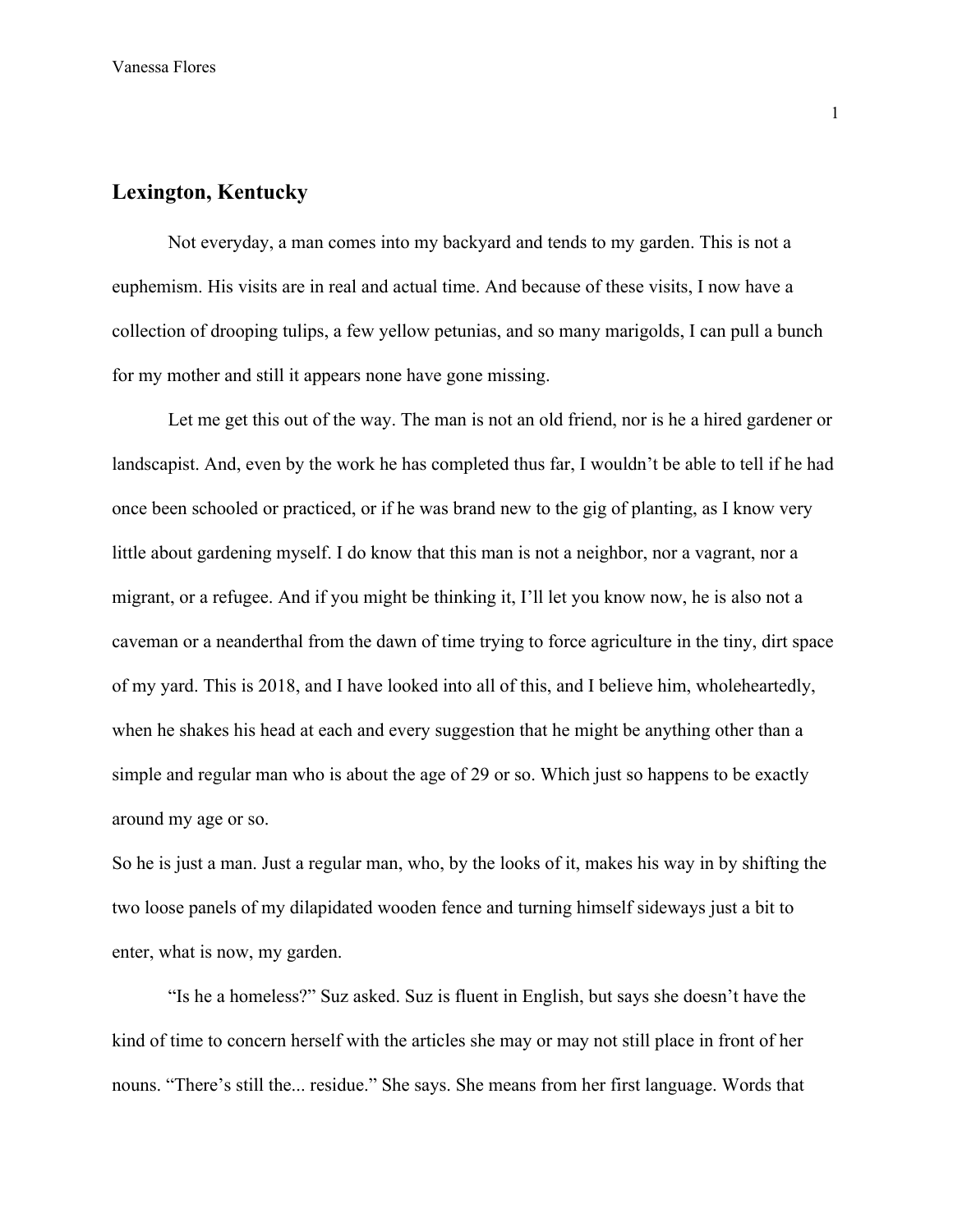## Lexington, Kentucky

Not everyday, a man comes into my backyard and tends to my garden. This is not a euphemism. His visits are in real and actual time. And because of these visits, I now have a collection of drooping tulips, a few yellow petunias, and so many marigolds, I can pull a bunch for my mother and still it appears none have gone missing.

Let me get this out of the way. The man is not an old friend, nor is he a hired gardener or landscapist. And, even by the work he has completed thus far, I wouldn't be able to tell if he had once been schooled or practiced, or if he was brand new to the gig of planting, as I know very little about gardening myself. I do know that this man is not a neighbor, nor a vagrant, nor a migrant, or a refugee. And if you might be thinking it, I'll let you know now, he is also not a caveman or a neanderthal from the dawn of time trying to force agriculture in the tiny, dirt space of my yard. This is 2018, and I have looked into all of this, and I believe him, wholeheartedly, when he shakes his head at each and every suggestion that he might be anything other than a simple and regular man who is about the age of 29 or so. Which just so happens to be exactly around my age or so.

So he is just a man. Just a regular man, who, by the looks of it, makes his way in by shifting the two loose panels of my dilapidated wooden fence and turning himself sideways just a bit to enter, what is now, my garden.

"Is he a homeless?" Suz asked. Suz is fluent in English, but says she doesn't have the kind of time to concern herself with the articles she may or may not still place in front of her nouns. "There's still the... residue." She says. She means from her first language. Words that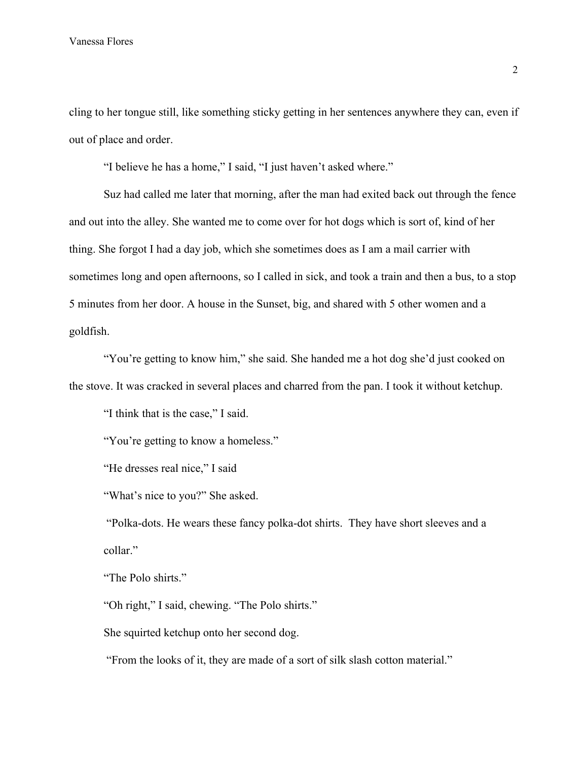cling to her tongue still, like something sticky getting in her sentences anywhere they can, even if out of place and order.

"I believe he has a home," I said, "I just haven't asked where."

Suz had called me later that morning, after the man had exited back out through the fence and out into the alley. She wanted me to come over for hot dogs which is sort of, kind of her thing. She forgot I had a day job, which she sometimes does as I am a mail carrier with sometimes long and open afternoons, so I called in sick, and took a train and then a bus, to a stop 5 minutes from her door. A house in the Sunset, big, and shared with 5 other women and a goldfish.

"You're getting to know him," she said. She handed me a hot dog she'd just cooked on the stove. It was cracked in several places and charred from the pan. I took it without ketchup.

"I think that is the case," I said.

"You're getting to know a homeless."

"He dresses real nice," I said

"What's nice to you?" She asked.

"Polka-dots. He wears these fancy polka-dot shirts. They have short sleeves and a collar."

"The Polo shirts."

"Oh right," I said, chewing. "The Polo shirts."

She squirted ketchup onto her second dog.

"From the looks of it, they are made of a sort of silk slash cotton material."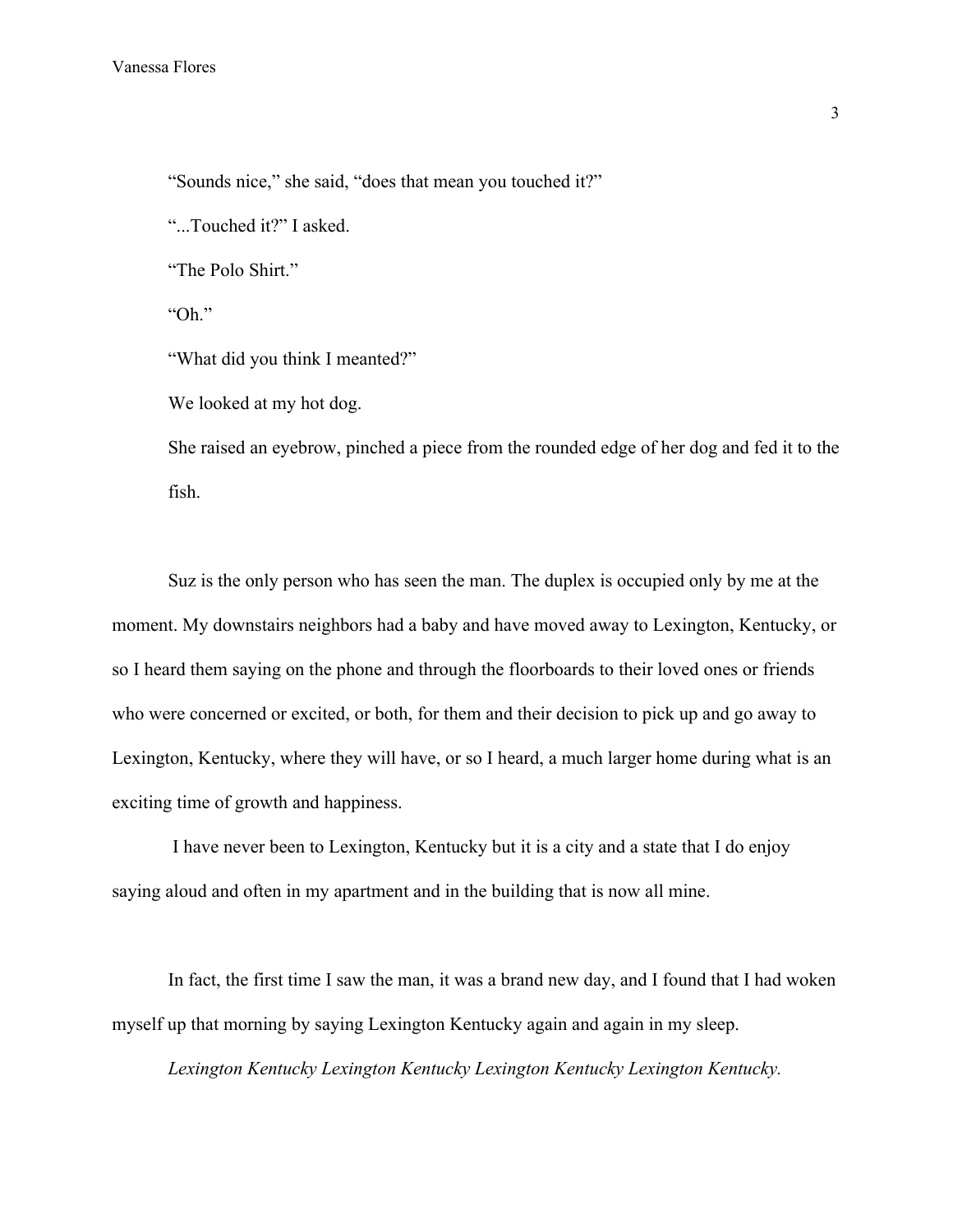"Sounds nice," she said, "does that mean you touched it?"

"...Touched it?" I asked.

"The Polo Shirt."

"Oh."

"What did you think I meanted?"

We looked at my hot dog.

She raised an eyebrow, pinched a piece from the rounded edge of her dog and fed it to the fish.

Suz is the only person who has seen the man. The duplex is occupied only by me at the moment. My downstairs neighbors had a baby and have moved away to Lexington, Kentucky, or so I heard them saying on the phone and through the floorboards to their loved ones or friends who were concerned or excited, or both, for them and their decision to pick up and go away to Lexington, Kentucky, where they will have, or so I heard, a much larger home during what is an exciting time of growth and happiness.

I have never been to Lexington, Kentucky but it is a city and a state that I do enjoy saying aloud and often in my apartment and in the building that is now all mine.

In fact, the first time I saw the man, it was a brand new day, and I found that I had woken myself up that morning by saying Lexington Kentucky again and again in my sleep.

*Lexington Kentucky Lexington Kentucky Lexington Kentucky Lexington Kentucky.*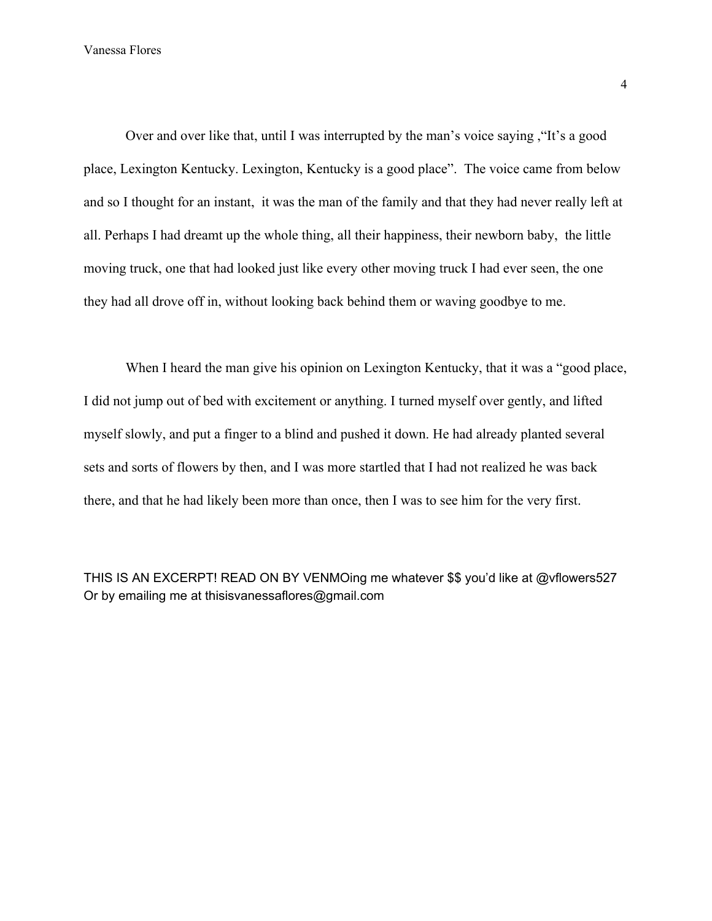Over and over like that, until I was interrupted by the man's voice saying ,"It's a good place, Lexington Kentucky. Lexington, Kentucky is a good place". The voice came from below and so I thought for an instant, it was the man of the family and that they had never really left at all. Perhaps I had dreamt up the whole thing, all their happiness, their newborn baby, the little moving truck, one that had looked just like every other moving truck I had ever seen, the one they had all drove off in, without looking back behind them or waving goodbye to me.

When I heard the man give his opinion on Lexington Kentucky, that it was a "good place, I did not jump out of bed with excitement or anything. I turned myself over gently, and lifted myself slowly, and put a finger to a blind and pushed it down. He had already planted several sets and sorts of flowers by then, and I was more startled that I had not realized he was back there, and that he had likely been more than once, then I was to see him for the very first.

THIS IS AN EXCERPT! READ ON BY VENMOing me whatever $$ you'd like at @vflowers527
Or by emailing me at thisisvanessaflores@gmail.com